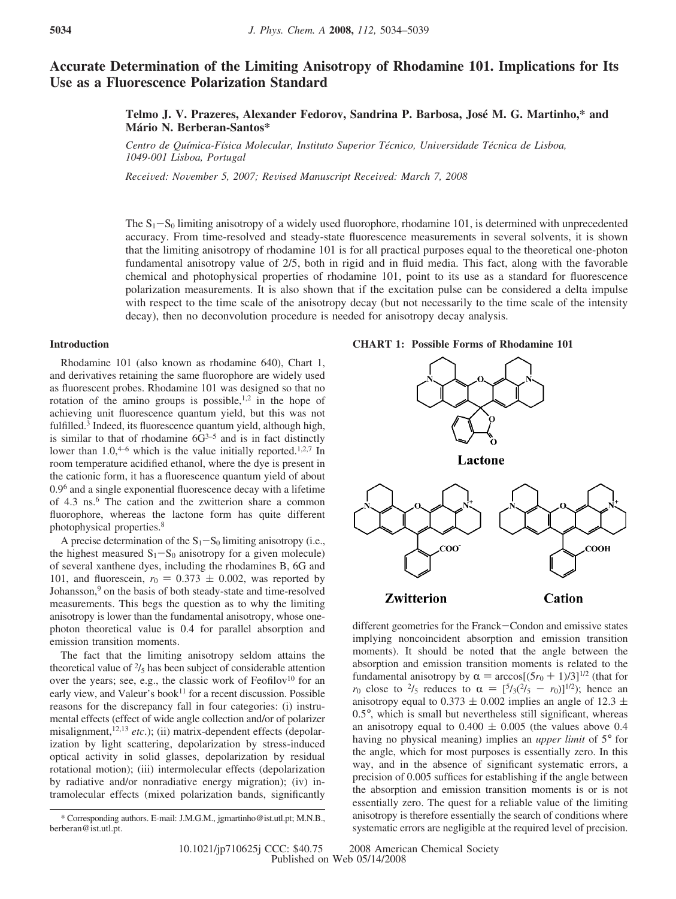# Accurate Determination of the Limiting Anisotropy of Rhodamine 101. Implications for Its Use as a Fluorescence Polarization Standard

**Telmo J. V. Prazeres, Alexander Fedorov, Sandrina P. Barbosa, José M. G. Martinho,\* and Mário N. Berberan-Santos\***

*Centro de Química-Física Molecular, Instituto Superior Técnico, Universidade Técnica de Lisboa, 1049-001 Lisboa, Portugal*

*Received: November 5, 2007; Revised Manuscript Received: March 7, 2008*

The $S_1-S_0$ limiting anisotropy of a widely used fluorophore, rhodamine 101, is determined with unprecedented accuracy. From time-resolved and steady-state fluorescence measurements in several solvents, it is shown that the limiting anisotropy of rhodamine 101 is for all practical purposes equal to the theoretical one-photon fundamental anisotropy value of 2/5, both in rigid and in fluid media. This fact, along with the favorable chemical and photophysical properties of rhodamine 101, point to its use as a standard for fluorescence polarization measurements. It is also shown that if the excitation pulse can be considered a delta impulse with respect to the time scale of the anisotropy decay (but not necessarily to the time scale of the intensity decay), then no deconvolution procedure is needed for anisotropy decay analysis.

## Introduction

Rhodamine 101 (also known as rhodamine 640), Chart 1, and derivatives retaining the same fluorophore are widely used as fluorescent probes. Rhodamine 101 was designed so that no rotation of the amino groups is possible,[1,2] in the hope of achieving unit fluorescence quantum yield, but this was not fulfilled.[3] Indeed, its fluorescence quantum yield, although high, is similar to that of rhodamine 6G[3–5] and is in fact distinctly lower than 1.0,[4–6] which is the value initially reported.[1,2,7] In room temperature acidified ethanol, where the dye is present in the cationic form, it has a fluorescence quantum yield of about 0.9[6] and a single exponential fluorescence decay with a lifetime of 4.3 ns.[6] The cation and the zwitterion share a common fluorophore, whereas the lactone form has quite different photophysical properties.[8]

A precise determination of the $S_1-S_0$ limiting anisotropy (i.e., the highest measured $S_1-S_0$ anisotropy for a given molecule) of several xanthene dyes, including the rhodamines B, 6G and 101, and fluorescein, $r_0 = 0.373 \pm 0.002$, was reported by Johansson,[9] on the basis of both steady-state and time-resolved measurements. This begs the question as to why the limiting anisotropy is lower than the fundamental anisotropy, whose one-photon theoretical value is 0.4 for parallel absorption and emission transition moments.

The fact that the limiting anisotropy seldom attains the theoretical value of $^2/_5$ has been subject of considerable attention over the years; see, e.g., the classic work of Feofilov[10] for an early view, and Valeur's book[11] for a recent discussion. Possible reasons for the discrepancy fall in four categories: (i) instrumental effects (effect of wide angle collection and/or of polarizer misalignment,[12,13] *etc.*); (ii) matrix-dependent effects (depolarization by light scattering, depolarization by stress-induced optical activity in solid glasses, depolarization by residual rotational motion); (iii) intermolecular effects (depolarization by radiative and/or nonradiative energy migration); (iv) intramolecular effects (mixed polarization bands, significantly different geometries for the Franck–Condon and emissive states implying noncoincident absorption and emission transition moments). It should be noted that the angle between the absorption and emission transition moments is related to the fundamental anisotropy by $\alpha = \arccos[(5r_0 + 1)/3]^{1/2}$ (that for $r_0$ close to $^2/_5$ reduces to $\alpha = [^5/_3(^2/_5 - r_0)]^{1/2}$); hence an anisotropy equal to $0.373 \pm 0.002$ implies an angle of $12.3 \pm 0.5°$, which is small but nevertheless still significant, whereas an anisotropy equal to $0.400 \pm 0.005$ (the values above 0.4 having no physical meaning) implies an *upper limit* of 5° for the angle, which for most purposes is essentially zero. In this way, and in the absence of significant systematic errors, a precision of 0.005 suffices for establishing if the angle between the absorption and emission transition moments is or is not essentially zero. The quest for a reliable value of the limiting anisotropy is therefore essentially the search of conditions where systematic errors are negligible at the required level of precision.

**CHART 1: Possible Forms of Rhodamine 101**

Lactone

Zwitterion

Cation

\* Corresponding authors. E-mail: J.M.G.M., jgmartinho@ist.utl.pt; M.N.B., berberan@ist.utl.pt.

10.1021/jp710625j CCC: $40.75 © 2008 American Chemical Society
Published on Web 05/14/2008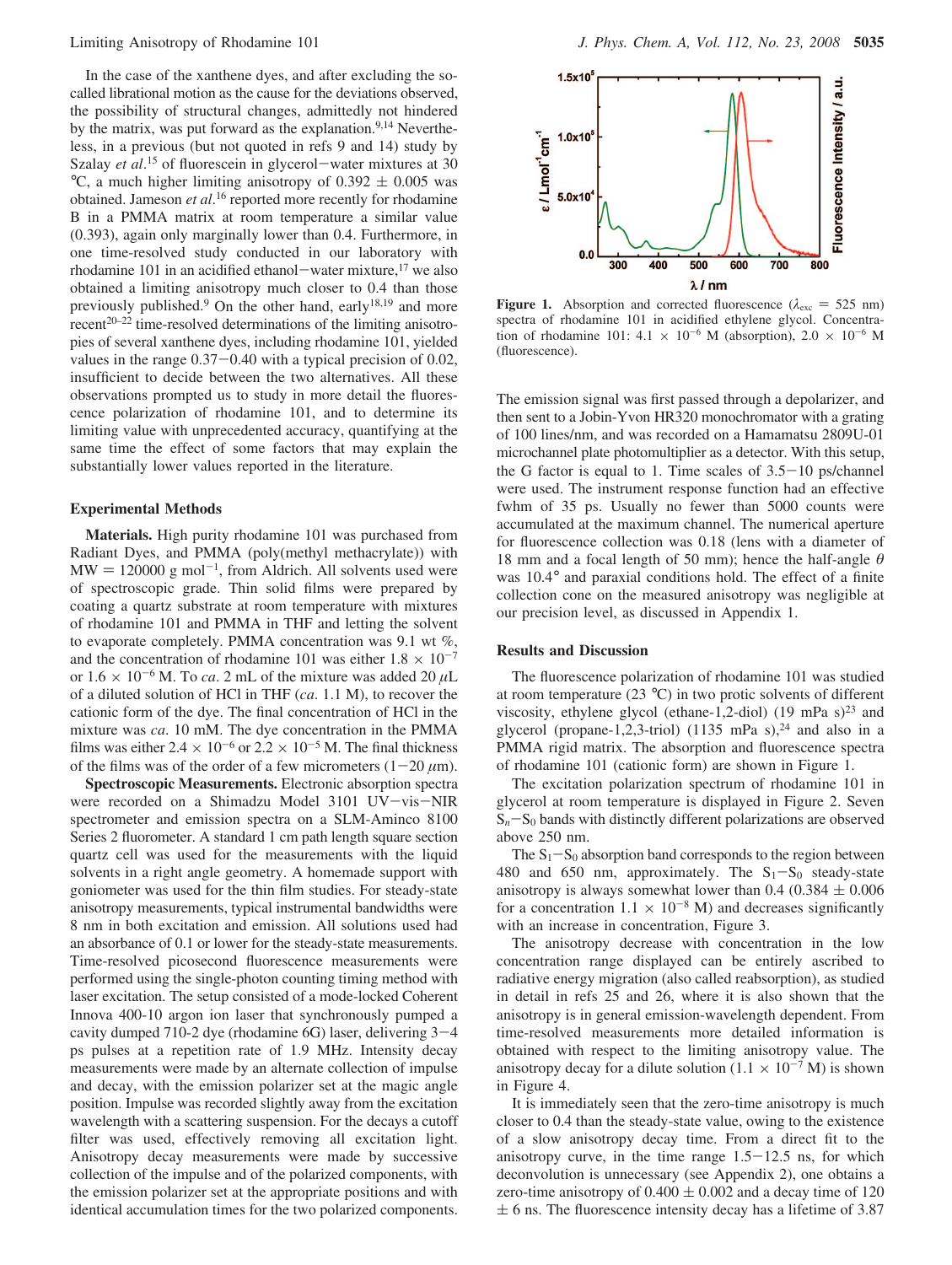In the case of the xanthene dyes, and after excluding the so-called librational motion as the cause for the deviations observed, the possibility of structural changes, admittedly not hindered by the matrix, was put forward as the explanation.[9,14] Nevertheless, in a previous (but not quoted in refs 9 and 14) study by Szalay *et al*.[15] of fluorescein in glycerol−water mixtures at 30 °C, a much higher limiting anisotropy of 0.392 ± 0.005 was obtained. Jameson *et al*.[16] reported more recently for rhodamine B in a PMMA matrix at room temperature a similar value (0.393), again only marginally lower than 0.4. Furthermore, in one time-resolved study conducted in our laboratory with rhodamine 101 in an acidified ethanol−water mixture,[17] we also obtained a limiting anisotropy much closer to 0.4 than those previously published.[9] On the other hand, early[18,19] and more recent[20-22] time-resolved determinations of the limiting anisotropies of several xanthene dyes, including rhodamine 101, yielded values in the range 0.37−0.40 with a typical precision of 0.02, insufficient to decide between the two alternatives. All these observations prompted us to study in more detail the fluorescence polarization of rhodamine 101, and to determine its limiting value with unprecedented accuracy, quantifying at the same time the effect of some factors that may explain the substantially lower values reported in the literature.

### Experimental Methods

**Materials.** High purity rhodamine 101 was purchased from Radiant Dyes, and PMMA (poly(methyl methacrylate)) with MW = 120000 g mol$^{-1}$, from Aldrich. All solvents used were of spectroscopic grade. Thin solid films were prepared by coating a quartz substrate at room temperature with mixtures of rhodamine 101 and PMMA in THF and letting the solvent to evaporate completely. PMMA concentration was 9.1 wt %, and the concentration of rhodamine 101 was either $1.8 \times 10^{-7}$ or $1.6 \times 10^{-6}$ M. To *ca*. 2 mL of the mixture was added 20 μL of a diluted solution of HCl in THF (*ca*. 1.1 M), to recover the cationic form of the dye. The final concentration of HCl in the mixture was *ca*. 10 mM. The dye concentration in the PMMA films was either $2.4 \times 10^{-6}$ or $2.2 \times 10^{-5}$ M. The final thickness of the films was of the order of a few micrometers (1−20 μm).

**Spectroscopic Measurements.** Electronic absorption spectra were recorded on a Shimadzu Model 3101 UV−vis−NIR spectrometer and emission spectra on a SLM-Aminco 8100 Series 2 fluorometer. A standard 1 cm path length square section quartz cell was used for the measurements with the liquid solvents in a right angle geometry. A homemade support with goniometer was used for the thin film studies. For steady-state anisotropy measurements, typical instrumental bandwidths were 8 nm in both excitation and emission. All solutions used had an absorbance of 0.1 or lower for the steady-state measurements. Time-resolved picosecond fluorescence measurements were performed using the single-photon counting timing method with laser excitation. The setup consisted of a mode-locked Coherent Innova 400-10 argon ion laser that synchronously pumped a cavity dumped 710-2 dye (rhodamine 6G) laser, delivering 3−4 ps pulses at a repetition rate of 1.9 MHz. Intensity decay measurements were made by an alternate collection of impulse and decay, with the emission polarizer set at the magic angle position. Impulse was recorded slightly away from the excitation wavelength with a scattering suspension. For the decays a cutoff filter was used, effectively removing all excitation light. Anisotropy decay measurements were made by successive collection of the impulse and of the polarized components, with the emission polarizer set at the appropriate positions and with identical accumulation times for the two polarized components.

**Figure 1.** Absorption and corrected fluorescence ($\lambda_{exc}$ = 525 nm) spectra of rhodamine 101 in acidified ethylene glycol. Concentration of rhodamine 101: $4.1 \times 10^{-6}$ M (absorption), $2.0 \times 10^{-6}$ M (fluorescence).

The emission signal was first passed through a depolarizer, and then sent to a Jobin-Yvon HR320 monochromator with a grating of 100 lines/nm, and was recorded on a Hamamatsu 2809U-01 microchannel plate photomultiplier as a detector. With this setup, the G factor is equal to 1. Time scales of 3.5−10 ps/channel were used. The instrument response function had an effective fwhm of 35 ps. Usually no fewer than 5000 counts were accumulated at the maximum channel. The numerical aperture for fluorescence collection was 0.18 (lens with a diameter of 18 mm and a focal length of 50 mm); hence the half-angle $\theta$ was 10.4° and paraxial conditions hold. The effect of a finite collection cone on the measured anisotropy was negligible at our precision level, as discussed in Appendix 1.

### Results and Discussion

The fluorescence polarization of rhodamine 101 was studied at room temperature (23 °C) in two protic solvents of different viscosity, ethylene glycol (ethane-1,2-diol) (19 mPa s)[23] and glycerol (propane-1,2,3-triol) (1135 mPa s),[24] and also in a PMMA rigid matrix. The absorption and fluorescence spectra of rhodamine 101 (cationic form) are shown in Figure 1.

The excitation polarization spectrum of rhodamine 101 in glycerol at room temperature is displayed in Figure 2. Seven $S_n$−$S_0$ bands with distinctly different polarizations are observed above 250 nm.

The $S_1$−$S_0$ absorption band corresponds to the region between 480 and 650 nm, approximately. The $S_1$−$S_0$ steady-state anisotropy is always somewhat lower than 0.4 (0.384 ± 0.006 for a concentration $1.1 \times 10^{-8}$ M) and decreases significantly with an increase in concentration, Figure 3.

The anisotropy decrease with concentration in the low concentration range displayed can be entirely ascribed to radiative energy migration (also called reabsorption), as studied in detail in refs 25 and 26, where it is also shown that the anisotropy is in general emission-wavelength dependent. From time-resolved measurements more detailed information is obtained with respect to the limiting anisotropy value. The anisotropy decay for a dilute solution ($1.1 \times 10^{-7}$ M) is shown in Figure 4.

It is immediately seen that the zero-time anisotropy is much closer to 0.4 than the steady-state value, owing to the existence of a slow anisotropy decay time. From a direct fit to the anisotropy curve, in the time range 1.5−12.5 ns, for which deconvolution is unnecessary (see Appendix 2), one obtains a zero-time anisotropy of 0.400 ± 0.002 and a decay time of 120 ± 6 ns. The fluorescence intensity decay has a lifetime of 3.87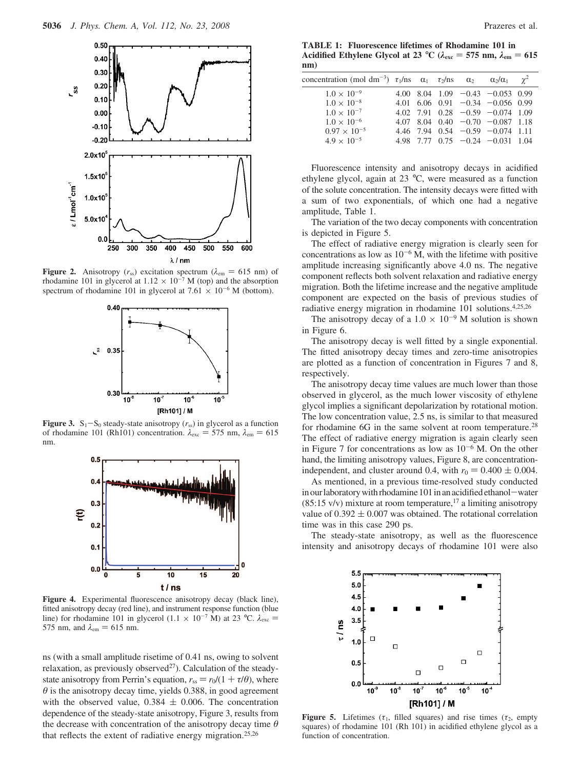**Figure 2.** Anisotropy ($r_{ss}$) excitation spectrum ($\lambda_{em}$ = 615 nm) of rhodamine 101 in glycerol at $1.12 \times 10^{-7}$ M (top) and the absorption spectrum of rhodamine 101 in glycerol at $7.61 \times 10^{-6}$ M (bottom).

**Figure 3.** $S_1-S_0$ steady-state anisotropy ($r_{ss}$) in glycerol as a function of rhodamine 101 (Rh101) concentration. $\lambda_{exc}$ = 575 nm, $\lambda_{em}$ = 615 nm.

**Figure 4.** Experimental fluorescence anisotropy decay (black line), fitted anisotropy decay (red line), and instrument response function (blue line) for rhodamine 101 in glycerol ($1.1 \times 10^{-7}$ M) at 23 °C. $\lambda_{exc}$ = 575 nm, and $\lambda_{em}$ = 615 nm.

ns (with a small amplitude risetime of 0.41 ns, owing to solvent relaxation, as previously observed[27]). Calculation of the steady-state anisotropy from Perrin's equation, $r_{ss} = r_0/(1 + \tau/\theta)$, where $\theta$ is the anisotropy decay time, yields 0.388, in good agreement with the observed value, 0.384 ± 0.006. The concentration dependence of the steady-state anisotropy, Figure 3, results from the decrease with concentration of the anisotropy decay time $\theta$ that reflects the extent of radiative energy migration.[25,26]

**TABLE 1: Fluorescence lifetimes of Rhodamine 101 in Acidified Ethylene Glycol at 23 °C ($\lambda_{exc}$ = 575 nm, $\lambda_{em}$ = 615 nm)**

| concentration (mol dm$^{-3}$) | $\tau_1$/ns | $\alpha_1$ | $\tau_2$/ns | $\alpha_2$ | $\alpha_2/\alpha_1$ | $\chi^2$ |
|---|---|---|---|---|---|---|
| $1.0 \times 10^{-9}$ | 4.00 | 8.04 | 1.09 | −0.43 | −0.053 | 0.99 |
| $1.0 \times 10^{-8}$ | 4.01 | 6.06 | 0.91 | −0.34 | −0.056 | 0.99 |
| $1.0 \times 10^{-7}$ | 4.02 | 7.91 | 0.28 | −0.59 | −0.074 | 1.09 |
| $1.0 \times 10^{-6}$ | 4.07 | 8.04 | 0.40 | −0.70 | −0.087 | 1.18 |
| $0.97 \times 10^{-5}$ | 4.46 | 7.94 | 0.54 | −0.59 | −0.074 | 1.11 |
| $4.9 \times 10^{-5}$ | 4.98 | 7.77 | 0.75 | −0.24 | −0.031 | 1.04 |

Fluorescence intensity and anisotropy decays in acidified ethylene glycol, again at 23 °C, were measured as a function of the solute concentration. The intensity decays were fitted with a sum of two exponentials, of which one had a negative amplitude, Table 1.

The variation of the two decay components with concentration is depicted in Figure 5.

The effect of radiative energy migration is clearly seen for concentrations as low as $10^{-6}$ M, with the lifetime with positive amplitude increasing significantly above 4.0 ns. The negative component reflects both solvent relaxation and radiative energy migration. Both the lifetime increase and the negative amplitude component are expected on the basis of previous studies of radiative energy migration in rhodamine 101 solutions.[4,25,26]

The anisotropy decay of a $1.0 \times 10^{-9}$ M solution is shown in Figure 6.

The anisotropy decay is well fitted by a single exponential. The fitted anisotropy decay times and zero-time anisotropies are plotted as a function of concentration in Figures 7 and 8, respectively.

The anisotropy decay time values are much lower than those observed in glycerol, as the much lower viscosity of ethylene glycol implies a significant depolarization by rotational motion. The low concentration value, 2.5 ns, is similar to that measured for rhodamine 6G in the same solvent at room temperature.[28] The effect of radiative energy migration is again clearly seen in Figure 7 for concentrations as low as $10^{-6}$ M. On the other hand, the limiting anisotropy values, Figure 8, are concentration-independent, and cluster around 0.4, with $r_0$ = 0.400 ± 0.004.

As mentioned, in a previous time-resolved study conducted in our laboratory with rhodamine 101 in an acidified ethanol−water (85:15 v/v) mixture at room temperature,[17] a limiting anisotropy value of 0.392 ± 0.007 was obtained. The rotational correlation time was in this case 290 ps.

The steady-state anisotropy, as well as the fluorescence intensity and anisotropy decays of rhodamine 101 were also

**Figure 5.** Lifetimes ($\tau_1$, filled squares) and rise times ($\tau_2$, empty squares) of rhodamine 101 (Rh 101) in acidified ethylene glycol as a function of concentration.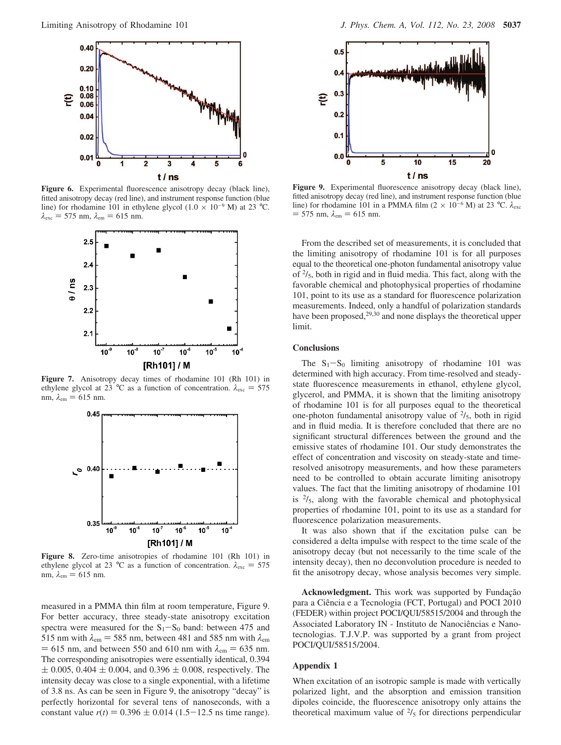**Figure 6.** Experimental fluorescence anisotropy decay (black line), fitted anisotropy decay (red line), and instrument response function (blue line) for rhodamine 101 in ethylene glycol ($1.0 \times 10^{-9}$ M) at 23 °C. $\lambda_{exc}$ = 575 nm, $\lambda_{em}$ = 615 nm.

**Figure 7.** Anisotropy decay times of rhodamine 101 (Rh 101) in ethylene glycol at 23 °C as a function of concentration. $\lambda_{exc}$ = 575 nm, $\lambda_{em}$ = 615 nm.

**Figure 8.** Zero-time anisotropies of rhodamine 101 (Rh 101) in ethylene glycol at 23 °C as a function of concentration. $\lambda_{exc}$ = 575 nm, $\lambda_{em}$ = 615 nm.

measured in a PMMA thin film at room temperature, Figure 9. For better accuracy, three steady-state anisotropy excitation spectra were measured for the $S_1-S_0$ band: between 475 and 515 nm with $\lambda_{em}$ = 585 nm, between 481 and 585 nm with $\lambda_{em}$ = 615 nm, and between 550 and 610 nm with $\lambda_{em}$ = 635 nm. The corresponding anisotropies were essentially identical, 0.394 ± 0.005, 0.404 ± 0.004, and 0.396 ± 0.008, respectively. The intensity decay was close to a single exponential, with a lifetime of 3.8 ns. As can be seen in Figure 9, the anisotropy "decay" is perfectly horizontal for several tens of nanoseconds, with a constant value $r(t)$ = 0.396 ± 0.014 (1.5−12.5 ns time range).

**Figure 9.** Experimental fluorescence anisotropy decay (black line), fitted anisotropy decay (red line), and instrument response function (blue line) for rhodamine 101 in a PMMA film ($2 \times 10^{-6}$ M) at 23 °C. $\lambda_{exc}$ = 575 nm, $\lambda_{em}$ = 615 nm.

From the described set of measurements, it is concluded that the limiting anisotropy of rhodamine 101 is for all purposes equal to the theoretical one-photon fundamental anisotropy value of $^2/_5$, both in rigid and in fluid media. This fact, along with the favorable chemical and photophysical properties of rhodamine 101, point to its use as a standard for fluorescence polarization measurements. Indeed, only a handful of polarization standards have been proposed,[29,30] and none displays the theoretical upper limit.

## Conclusions

The $S_1-S_0$ limiting anisotropy of rhodamine 101 was determined with high accuracy. From time-resolved and steady-state fluorescence measurements in ethanol, ethylene glycol, glycerol, and PMMA, it is shown that the limiting anisotropy of rhodamine 101 is for all purposes equal to the theoretical one-photon fundamental anisotropy value of $^2/_5$, both in rigid and in fluid media. It is therefore concluded that there are no significant structural differences between the ground and the emissive states of rhodamine 101. Our study demonstrates the effect of concentration and viscosity on steady-state and time-resolved anisotropy measurements, and how these parameters need to be controlled to obtain accurate limiting anisotropy values. The fact that the limiting anisotropy of rhodamine 101 is $^2/_5$, along with the favorable chemical and photophysical properties of rhodamine 101, point to its use as a standard for fluorescence polarization measurements.

It was also shown that if the excitation pulse can be considered a delta impulse with respect to the time scale of the anisotropy decay (but not necessarily to the time scale of the intensity decay), then no deconvolution procedure is needed to fit the anisotropy decay, whose analysis becomes very simple.

**Acknowledgment.** This work was supported by Fundação para a Ciência e a Tecnologia (FCT, Portugal) and POCI 2010 (FEDER) within project POCI/QUI/58515/2004 and through the Associated Laboratory IN - Instituto de Nanociências e Nanotecnologias. T.J.V.P. was supported by a grant from project POCI/QUI/58515/2004.

## Appendix 1

When excitation of an isotropic sample is made with vertically polarized light, and the absorption and emission transition dipoles coincide, the fluorescence anisotropy only attains the theoretical maximum value of $^2/_5$ for directions perpendicular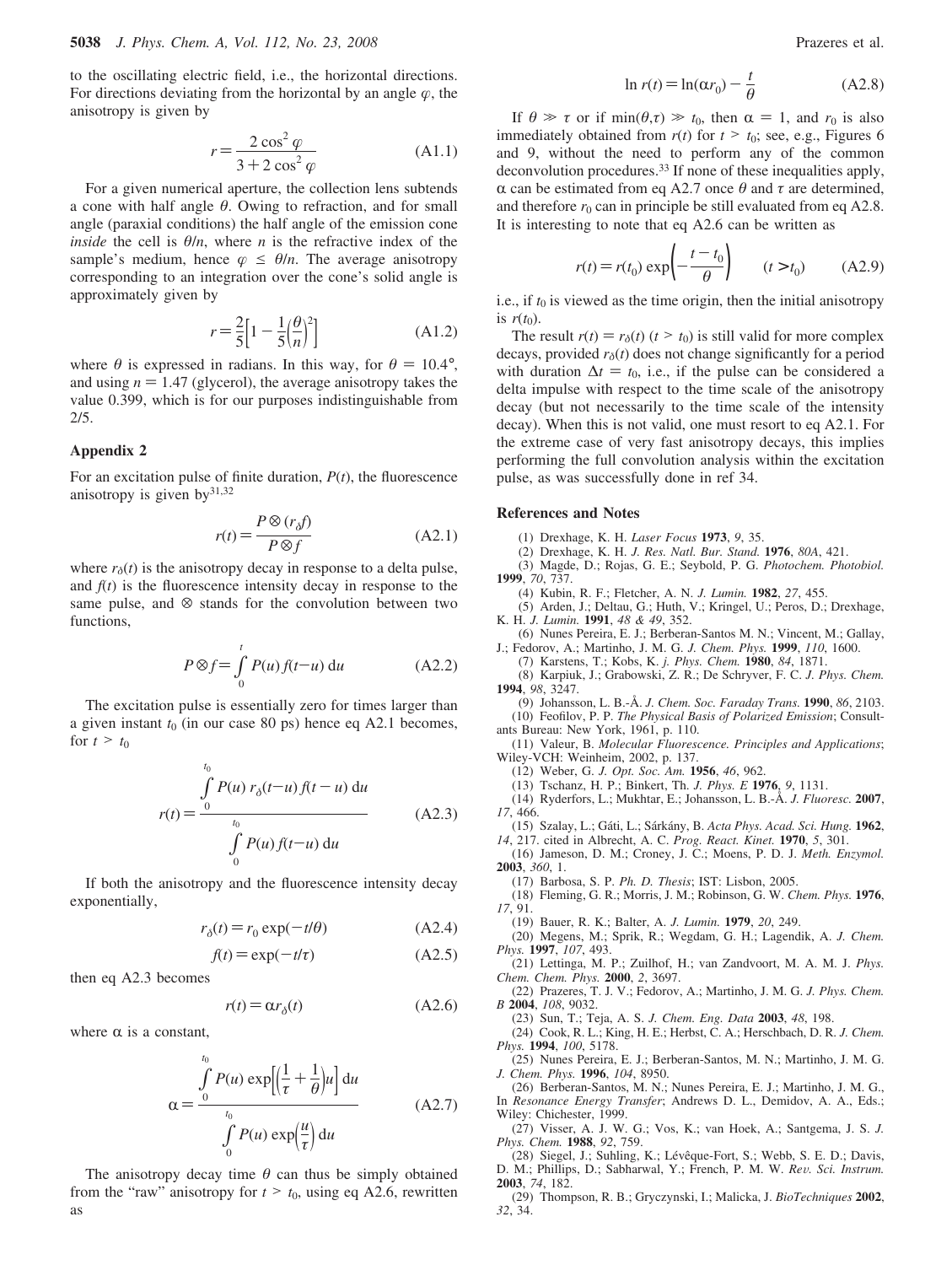to the oscillating electric field, i.e., the horizontal directions. For directions deviating from the horizontal by an angle $\varphi$, the anisotropy is given by

$$r = \frac{2\cos^2\varphi}{3 + 2\cos^2\varphi} \qquad \text{(A1.1)}$$

For a given numerical aperture, the collection lens subtends a cone with half angle $\theta$. Owing to refraction, and for small angle (paraxial conditions) the half angle of the emission cone *inside* the cell is $\theta/n$, where $n$ is the refractive index of the sample's medium, hence $\varphi \leq \theta/n$. The average anisotropy corresponding to an integration over the cone's solid angle is approximately given by

$$r = \frac{2}{5}\left[1 - \frac{1}{5}\left(\frac{\theta}{n}\right)^2\right] \qquad \text{(A1.2)}$$

where $\theta$ is expressed in radians. In this way, for $\theta = 10.4°$, and using $n = 1.47$ (glycerol), the average anisotropy takes the value 0.399, which is for our purposes indistinguishable from 2/5.

## Appendix 2

For an excitation pulse of finite duration, $P(t)$, the fluorescence anisotropy is given by[31,32]

$$r(t) = \frac{P \otimes (r_\delta f)}{P \otimes f} \qquad \text{(A2.1)}$$

where $r_\delta(t)$ is the anisotropy decay in response to a delta pulse, and $f(t)$ is the fluorescence intensity decay in response to the same pulse, and $\otimes$ stands for the convolution between two functions,

$$P \otimes f = \int_0^t P(u) f(t-u)\, du \qquad \text{(A2.2)}$$

The excitation pulse is essentially zero for times larger than a given instant $t_0$ (in our case 80 ps) hence eq A2.1 becomes, for $t > t_0$

$$r(t) = \frac{\int_0^{t_0} P(u)\, r_\delta(t-u) f(t-u)\, du}{\int_0^{t_0} P(u) f(t-u)\, du} \qquad \text{(A2.3)}$$

If both the anisotropy and the fluorescence intensity decay exponentially,

$$r_\delta(t) = r_0 \exp(-t/\theta) \qquad \text{(A2.4)}$$

$$f(t) = \exp(-t/\tau) \qquad \text{(A2.5)}$$

then eq A2.3 becomes

$$r(t) = \alpha r_\delta(t) \qquad \text{(A2.6)}$$

where $\alpha$ is a constant,

$$\alpha = \frac{\int_0^{t_0} P(u) \exp\left[\left(\frac{1}{\tau} + \frac{1}{\theta}\right)u\right] du}{\int_0^{t_0} P(u) \exp\left(\frac{u}{\tau}\right) du} \qquad \text{(A2.7)}$$

The anisotropy decay time $\theta$ can thus be simply obtained from the "raw" anisotropy for $t > t_0$, using eq A2.6, rewritten as

$$\ln r(t) = \ln(\alpha r_0) - \frac{t}{\theta} \qquad \text{(A2.8)}$$

If $\theta \gg \tau$ or if $\min(\theta,\tau) \gg t_0$, then $\alpha = 1$, and $r_0$ is also immediately obtained from $r(t)$ for $t > t_0$; see, e.g., Figures 6 and 9, without the need to perform any of the common deconvolution procedures.[33] If none of these inequalities apply, $\alpha$ can be estimated from eq A2.7 once $\theta$ and $\tau$ are determined, and therefore $r_0$ can in principle be still evaluated from eq A2.8. It is interesting to note that eq A2.6 can be written as

$$r(t) = r(t_0) \exp\left(-\frac{t - t_0}{\theta}\right) \qquad (t > t_0) \qquad \text{(A2.9)}$$

i.e., if $t_0$ is viewed as the time origin, then the initial anisotropy is $r(t_0)$.

The result $r(t) = r_\delta(t)$ $(t > t_0)$ is still valid for more complex decays, provided $r_\delta(t)$ does not change significantly for a period with duration $\Delta t = t_0$, i.e., if the pulse can be considered a delta impulse with respect to the time scale of the anisotropy decay (but not necessarily to the time scale of the intensity decay). When this is not valid, one must resort to eq A2.1. For the extreme case of very fast anisotropy decays, this implies performing the full convolution analysis within the excitation pulse, as was successfully done in ref 34.

## References and Notes

(1) Drexhage, K. H. *Laser Focus* **1973**, *9*, 35.
(2) Drexhage, K. H. *J. Res. Natl. Bur. Stand.* **1976**, *80A*, 421.
(3) Magde, D.; Rojas, G. E.; Seybold, P. G. *Photochem. Photobiol.* **1999**, *70*, 737.
(4) Kubin, R. F.; Fletcher, A. N. *J. Lumin.* **1982**, *27*, 455.
(5) Arden, J.; Deltau, G.; Huth, V.; Kringel, U.; Peros, D.; Drexhage, K. H. *J. Lumin.* **1991**, *48 & 49*, 352.
(6) Nunes Pereira, E. J.; Berberan-Santos M. N.; Vincent, M.; Gallay, J.; Fedorov, A.; Martinho, J. M. G. *J. Chem. Phys.* **1999**, *110*, 1600.
(7) Karstens, T.; Kobs, K. *j. Phys. Chem.* **1980**, *84*, 1871.
(8) Karpiuk, J.; Grabowski, Z. R.; De Schryver, F. C. *J. Phys. Chem.* **1994**, *98*, 3247.
(9) Johansson, L. B.-Å. *J. Chem. Soc. Faraday Trans.* **1990**, *86*, 2103.
(10) Feofilov, P. P. *The Physical Basis of Polarized Emission*; Consultants Bureau: New York, 1961, p. 110.
(11) Valeur, B. *Molecular Fluorescence. Principles and Applications*; Wiley-VCH: Weinheim, 2002, p. 137.
(12) Weber, G. *J. Opt. Soc. Am.* **1956**, *46*, 962.
(13) Tschanz, H. P.; Binkert, Th. *J. Phys. E* **1976**, *9*, 1131.
(14) Ryderfors, L.; Mukhtar, E.; Johansson, L. B.-Å. *J. Fluoresc.* **2007**, *17*, 466.
(15) Szalay, L.; Gáti, L.; Sárkány, B. *Acta Phys. Acad. Sci. Hung.* **1962**, *14*, 217. cited in Albrecht, A. C. *Prog. React. Kinet.* **1970**, *5*, 301.
(16) Jameson, D. M.; Croney, J. C.; Moens, P. D. J. *Meth. Enzymol.* **2003**, *360*, 1.
(17) Barbosa, S. P. *Ph. D. Thesis*; IST: Lisbon, 2005.
(18) Fleming, G. R.; Morris, J. M.; Robinson, G. W. *Chem. Phys.* **1976**, *17*, 91.
(19) Bauer, R. K.; Balter, A. *J. Lumin.* **1979**, *20*, 249.
(20) Megens, M.; Sprik, R.; Wegdam, G. H.; Lagendik, A. *J. Chem. Phys.* **1997**, *107*, 493.
(21) Lettinga, M. P.; Zuilhof, H.; van Zandvoort, M. A. M. J. *Phys. Chem. Chem. Phys.* **2000**, *2*, 3697.
(22) Prazeres, T. J. V.; Fedorov, A.; Martinho, J. M. G. *J. Phys. Chem. B* **2004**, *108*, 9032.
(23) Sun, T.; Teja, A. S. *J. Chem. Eng. Data* **2003**, *48*, 198.
(24) Cook, R. L.; King, H. E.; Herbst, C. A.; Herschbach, D. R. *J. Chem. Phys.* **1994**, *100*, 5178.
(25) Nunes Pereira, E. J.; Berberan-Santos, M. N.; Martinho, J. M. G. *J. Chem. Phys.* **1996**, *104*, 8950.
(26) Berberan-Santos, M. N.; Nunes Pereira, E. J.; Martinho, J. M. G., In *Resonance Energy Transfer*; Andrews D. L., Demidov, A. A., Eds.; Wiley: Chichester, 1999.
(27) Visser, A. J. W. G.; Vos, K.; van Hoek, A.; Santgema, J. S. *J. Phys. Chem.* **1988**, *92*, 759.
(28) Siegel, J.; Suhling, K.; Lévêque-Fort, S.; Webb, S. E. D.; Davis, D. M.; Phillips, D.; Sabharwal, Y.; French, P. M. W. *Rev. Sci. Instrum.* **2003**, *74*, 182.
(29) Thompson, R. B.; Gryczynski, I.; Malicka, J. *BioTechniques* **2002**, *32*, 34.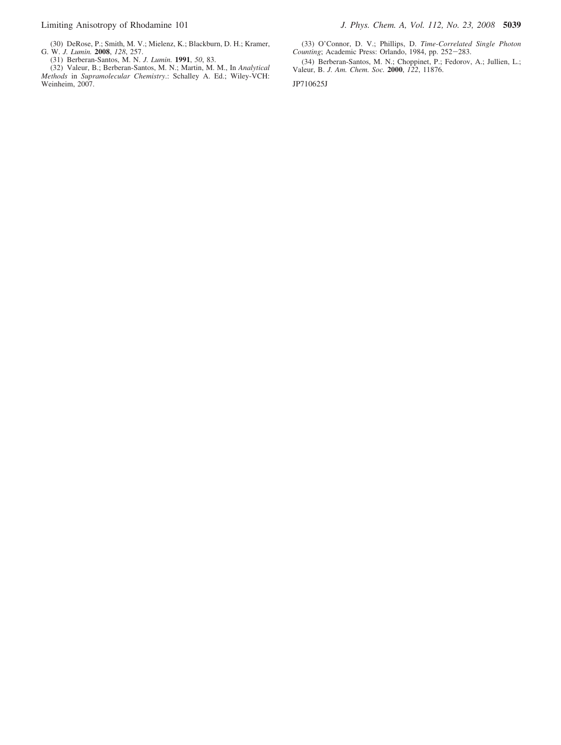(30) DeRose, P.; Smith, M. V.; Mielenz, K.; Blackburn, D. H.; Kramer, G. W. *J. Lumin.* **2008**, *128*, 257.

(31) Berberan-Santos, M. N. *J. Lumin.* **1991**, *50*, 83.

(32) Valeur, B.; Berberan-Santos, M. N.; Martin, M. M., In *Analytical Methods* in *Supramolecular Chemistry*.: Schalley A. Ed.; Wiley-VCH: Weinheim, 2007.

(33) O'Connor, D. V.; Phillips, D. *Time-Correlated Single Photon Counting*; Academic Press: Orlando, 1984, pp. 252−283.

(34) Berberan-Santos, M. N.; Choppinet, P.; Fedorov, A.; Jullien, L.; Valeur, B. *J. Am. Chem. Soc.* **2000**, *122*, 11876.

JP710625J